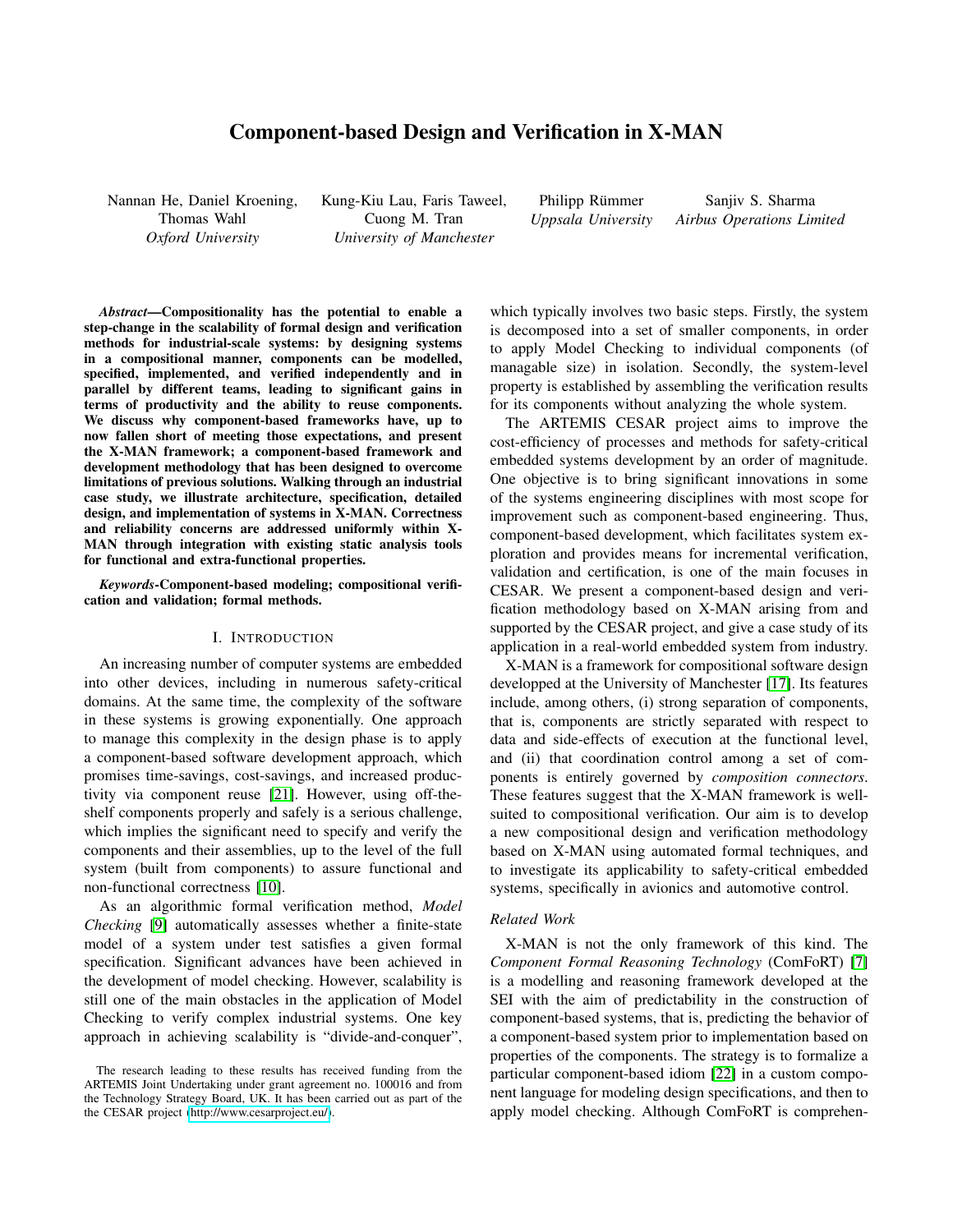# Component-based Design and Verification in X-MAN

Nannan He, Daniel Kroening, Thomas Wahl
*Oxford University*

Kung-Kiu Lau, Faris Taweel, Cuong M. Tran
*University of Manchester*

Philipp Rümmer
*Uppsala University*

Sanjiv S. Sharma
*Airbus Operations Limited*

***Abstract*—Compositionality has the potential to enable a step-change in the scalability of formal design and verification methods for industrial-scale systems: by designing systems in a compositional manner, components can be modelled, specified, implemented, and verified independently and in parallel by different teams, leading to significant gains in terms of productivity and the ability to reuse components. We discuss why component-based frameworks have, up to now fallen short of meeting those expectations, and present the X-MAN framework; a component-based framework and development methodology that has been designed to overcome limitations of previous solutions. Walking through an industrial case study, we illustrate architecture, specification, detailed design, and implementation of systems in X-MAN. Correctness and reliability concerns are addressed uniformly within X-MAN through integration with existing static analysis tools for functional and extra-functional properties.**

***Keywords*-Component-based modeling; compositional verification and validation; formal methods.**

## I. Introduction

An increasing number of computer systems are embedded into other devices, including in numerous safety-critical domains. At the same time, the complexity of the software in these systems is growing exponentially. One approach to manage this complexity in the design phase is to apply a component-based software development approach, which promises time-savings, cost-savings, and increased productivity via component reuse [21]. However, using off-the-shelf components properly and safely is a serious challenge, which implies the significant need to specify and verify the components and their assemblies, up to the level of the full system (built from components) to assure functional and non-functional correctness [10].

As an algorithmic formal verification method, *Model Checking* [9] automatically assesses whether a finite-state model of a system under test satisfies a given formal specification. Significant advances have been achieved in the development of model checking. However, scalability is still one of the main obstacles in the application of Model Checking to verify complex industrial systems. One key approach in achieving scalability is "divide-and-conquer", which typically involves two basic steps. Firstly, the system is decomposed into a set of smaller components, in order to apply Model Checking to individual components (of managable size) in isolation. Secondly, the system-level property is established by assembling the verification results for its components without analyzing the whole system.

The ARTEMIS CESAR project aims to improve the cost-efficiency of processes and methods for safety-critical embedded systems development by an order of magnitude. One objective is to bring significant innovations in some of the systems engineering disciplines with most scope for improvement such as component-based engineering. Thus, component-based development, which facilitates system exploration and provides means for incremental verification, validation and certification, is one of the main focuses in CESAR. We present a component-based design and verification methodology based on X-MAN arising from and supported by the CESAR project, and give a case study of its application in a real-world embedded system from industry.

X-MAN is a framework for compositional software design developped at the University of Manchester [17]. Its features include, among others, (i) strong separation of components, that is, components are strictly separated with respect to data and side-effects of execution at the functional level, and (ii) that coordination control among a set of components is entirely governed by *composition connectors*. These features suggest that the X-MAN framework is well-suited to compositional verification. Our aim is to develop a new compositional design and verification methodology based on X-MAN using automated formal techniques, and to investigate its applicability to safety-critical embedded systems, specifically in avionics and automotive control.

### *Related Work*

X-MAN is not the only framework of this kind. The *Component Formal Reasoning Technology* (ComFoRT) [7] is a modelling and reasoning framework developed at the SEI with the aim of predictability in the construction of component-based systems, that is, predicting the behavior of a component-based system prior to implementation based on properties of the components. The strategy is to formalize a particular component-based idiom [22] in a custom component language for modeling design specifications, and then to apply model checking. Although ComFoRT is comprehen-

The research leading to these results has received funding from the ARTEMIS Joint Undertaking under grant agreement no. 100016 and from the Technology Strategy Board, UK. It has been carried out as part of the the CESAR project (http://www.cesarproject.eu/).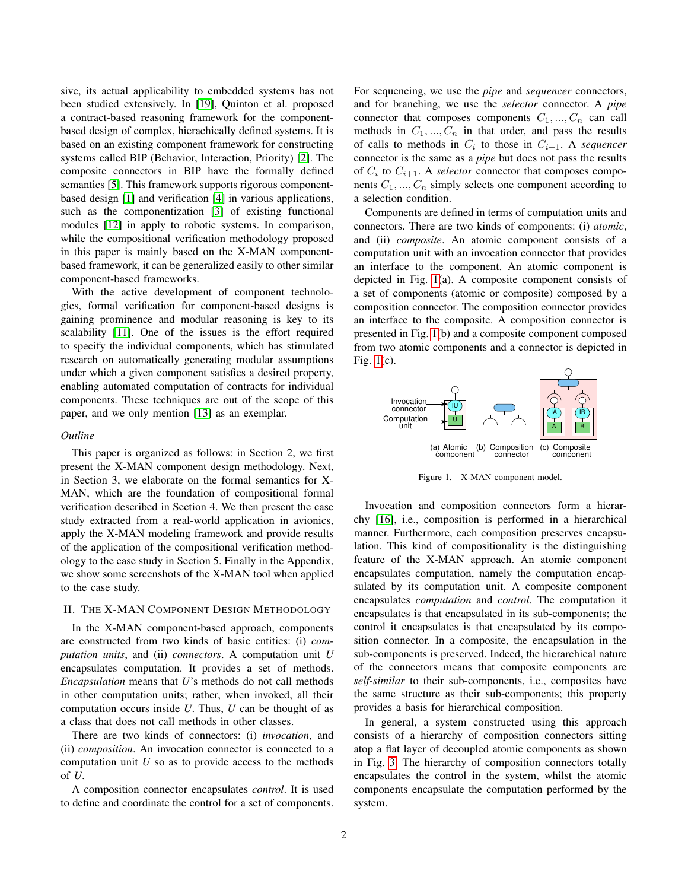sive, its actual applicability to embedded systems has not been studied extensively. In [19], Quinton et al. proposed a contract-based reasoning framework for the component-based design of complex, hierachically defined systems. It is based on an existing component framework for constructing systems called BIP (Behavior, Interaction, Priority) [2]. The composite connectors in BIP have the formally defined semantics [5]. This framework supports rigorous component-based design [1] and verification [4] in various applications, such as the componentization [3] of existing functional modules [12] in apply to robotic systems. In comparison, while the compositional verification methodology proposed in this paper is mainly based on the X-MAN component-based framework, it can be generalized easily to other similar component-based frameworks.

With the active development of component technologies, formal verification for component-based designs is gaining prominence and modular reasoning is key to its scalability [11]. One of the issues is the effort required to specify the individual components, which has stimulated research on automatically generating modular assumptions under which a given component satisfies a desired property, enabling automated computation of contracts for individual components. These techniques are out of the scope of this paper, and we only mention [13] as an exemplar.

*Outline*

This paper is organized as follows: in Section 2, we first present the X-MAN component design methodology. Next, in Section 3, we elaborate on the formal semantics for X-MAN, which are the foundation of compositional formal verification described in Section 4. We then present the case study extracted from a real-world application in avionics, apply the X-MAN modeling framework and provide results of the application of the compositional verification methodology to the case study in Section 5. Finally in the Appendix, we show some screenshots of the X-MAN tool when applied to the case study.

## II. The X-MAN Component Design Methodology

In the X-MAN component-based approach, components are constructed from two kinds of basic entities: (i) *computation units*, and (ii) *connectors*. A computation unit $U$ encapsulates computation. It provides a set of methods. *Encapsulation* means that $U$'s methods do not call methods in other computation units; rather, when invoked, all their computation occurs inside $U$. Thus, $U$ can be thought of as a class that does not call methods in other classes.

There are two kinds of connectors: (i) *invocation*, and (ii) *composition*. An invocation connector is connected to a computation unit $U$ so as to provide access to the methods of $U$.

A composition connector encapsulates *control*. It is used to define and coordinate the control for a set of components. For sequencing, we use the *pipe* and *sequencer* connectors, and for branching, we use the *selector* connector. A *pipe* connector that composes components $C_1, ..., C_n$ can call methods in $C_1, ..., C_n$ in that order, and pass the results of calls to methods in $C_i$ to those in $C_{i+1}$. A *sequencer* connector is the same as a *pipe* but does not pass the results of $C_i$ to $C_{i+1}$. A *selector* connector that composes components $C_1, ..., C_n$ simply selects one component according to a selection condition.

Components are defined in terms of computation units and connectors. There are two kinds of components: (i) *atomic*, and (ii) *composite*. An atomic component consists of a computation unit with an invocation connector that provides an interface to the component. An atomic component is depicted in Fig. 1(a). A composite component consists of a set of components (atomic or composite) composed by a composition connector. The composition connector provides an interface to the composite. A composition connector is presented in Fig. 1(b) and a composite component composed from two atomic components and a connector is depicted in Fig. 1(c).

Figure 1. X-MAN component model.

Invocation and composition connectors form a hierarchy [16], i.e., composition is performed in a hierarchical manner. Furthermore, each composition preserves encapsulation. This kind of compositionality is the distinguishing feature of the X-MAN approach. An atomic component encapsulates computation, namely the computation encapsulated by its computation unit. A composite component encapsulates *computation* and *control*. The computation it encapsulates is that encapsulated in its sub-components; the control it encapsulates is that encapsulated by its composition connector. In a composite, the encapsulation in the sub-components is preserved. Indeed, the hierarchical nature of the connectors means that composite components are *self-similar* to their sub-components, i.e., composites have the same structure as their sub-components; this property provides a basis for hierarchical composition.

In general, a system constructed using this approach consists of a hierarchy of composition connectors sitting atop a flat layer of decoupled atomic components as shown in Fig. 3. The hierarchy of composition connectors totally encapsulates the control in the system, whilst the atomic components encapsulate the computation performed by the system.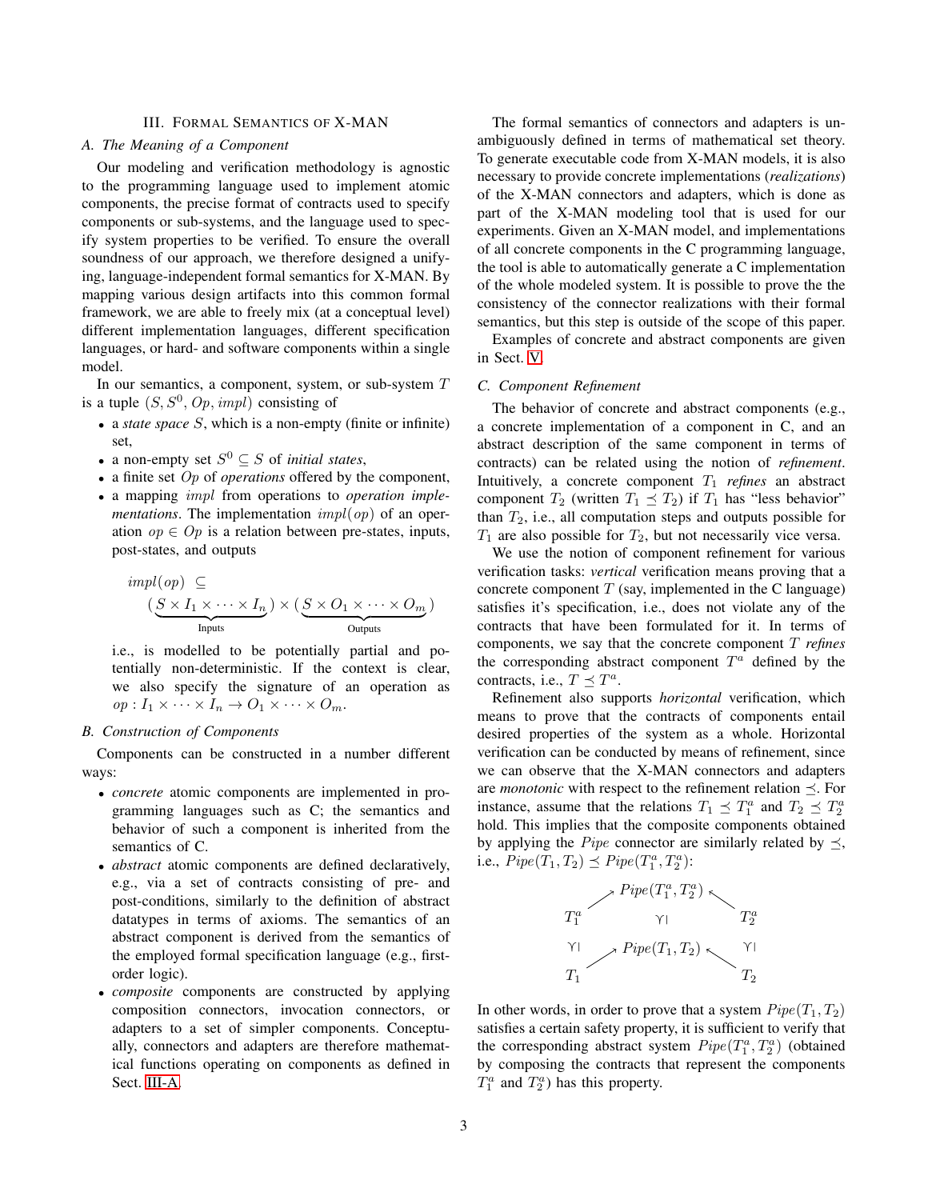## III. Formal Semantics of X-MAN

### A. The Meaning of a Component

Our modeling and verification methodology is agnostic to the programming language used to implement atomic components, the precise format of contracts used to specify components or sub-systems, and the language used to specify system properties to be verified. To ensure the overall soundness of our approach, we therefore designed a unifying, language-independent formal semantics for X-MAN. By mapping various design artifacts into this common formal framework, we are able to freely mix (at a conceptual level) different implementation languages, different specification languages, or hard- and software components within a single model.

In our semantics, a component, system, or sub-system $T$ is a tuple $(S, S^0, Op, impl)$ consisting of

- a *state space* $S$, which is a non-empty (finite or infinite) set,
- a non-empty set $S^0 \subseteq S$ of *initial states*,
- a finite set $Op$ of *operations* offered by the component,
- a mapping $impl$ from operations to *operation implementations*. The implementation $impl(op)$ of an operation $op \in Op$ is a relation between pre-states, inputs, post-states, and outputs

$$impl(op) \subseteq (\underbrace{S \times I_1 \times \cdots \times I_n}_{\text{Inputs}}) \times (\underbrace{S \times O_1 \times \cdots \times O_m}_{\text{Outputs}})$$

  i.e., is modelled to be potentially partial and potentially non-deterministic. If the context is clear, we also specify the signature of an operation as $op : I_1 \times \cdots \times I_n \to O_1 \times \cdots \times O_m$.

### B. Construction of Components

Components can be constructed in a number different ways:

- *concrete* atomic components are implemented in programming languages such as C; the semantics and behavior of such a component is inherited from the semantics of C.
- *abstract* atomic components are defined declaratively, e.g., via a set of contracts consisting of pre- and post-conditions, similarly to the definition of abstract datatypes in terms of axioms. The semantics of an abstract component is derived from the semantics of the employed formal specification language (e.g., first-order logic).
- *composite* components are constructed by applying composition connectors, invocation connectors, or adapters to a set of simpler components. Conceptually, connectors and adapters are therefore mathematical functions operating on components as defined in Sect. III-A.

The formal semantics of connectors and adapters is unambiguously defined in terms of mathematical set theory. To generate executable code from X-MAN models, it is also necessary to provide concrete implementations (*realizations*) of the X-MAN connectors and adapters, which is done as part of the X-MAN modeling tool that is used for our experiments. Given an X-MAN model, and implementations of all concrete components in the C programming language, the tool is able to automatically generate a C implementation of the whole modeled system. It is possible to prove the the consistency of the connector realizations with their formal semantics, but this step is outside of the scope of this paper.

Examples of concrete and abstract components are given in Sect. V.

### C. Component Refinement

The behavior of concrete and abstract components (e.g., a concrete implementation of a component in C, and an abstract description of the same component in terms of contracts) can be related using the notion of *refinement*. Intuitively, a concrete component $T_1$ *refines* an abstract component $T_2$ (written $T_1 \preceq T_2$) if $T_1$ has "less behavior" than $T_2$, i.e., all computation steps and outputs possible for $T_1$ are also possible for $T_2$, but not necessarily vice versa.

We use the notion of component refinement for various verification tasks: *vertical* verification means proving that a concrete component $T$ (say, implemented in the C language) satisfies it's specification, i.e., does not violate any of the contracts that have been formulated for it. In terms of components, we say that the concrete component $T$ *refines* the corresponding abstract component $T^a$ defined by the contracts, i.e., $T \preceq T^a$.

Refinement also supports *horizontal* verification, which means to prove that the contracts of components entail desired properties of the system as a whole. Horizontal verification can be conducted by means of refinement, since we can observe that the X-MAN connectors and adapters are *monotonic* with respect to the refinement relation $\preceq$. For instance, assume that the relations $T_1 \preceq T_1^a$ and $T_2 \preceq T_2^a$ hold. This implies that the composite components obtained by applying the $Pipe$ connector are similarly related by $\preceq$, i.e., $Pipe(T_1, T_2) \preceq Pipe(T_1^a, T_2^a)$:

$$\begin{array}{ccccc}
 & \nearrow & Pipe(T_1^a, T_2^a) & \nwarrow & \\
T_1^a & & \curlyvee\!| & & T_2^a \\
\curlyvee\!| & & & & \curlyvee\!| \\
 & \nearrow & Pipe(T_1, T_2) & \nwarrow & \\
T_1 & & & & T_2
\end{array}$$

In other words, in order to prove that a system $Pipe(T_1, T_2)$ satisfies a certain safety property, it is sufficient to verify that the corresponding abstract system $Pipe(T_1^a, T_2^a)$ (obtained by composing the contracts that represent the components $T_1^a$ and $T_2^a$) has this property.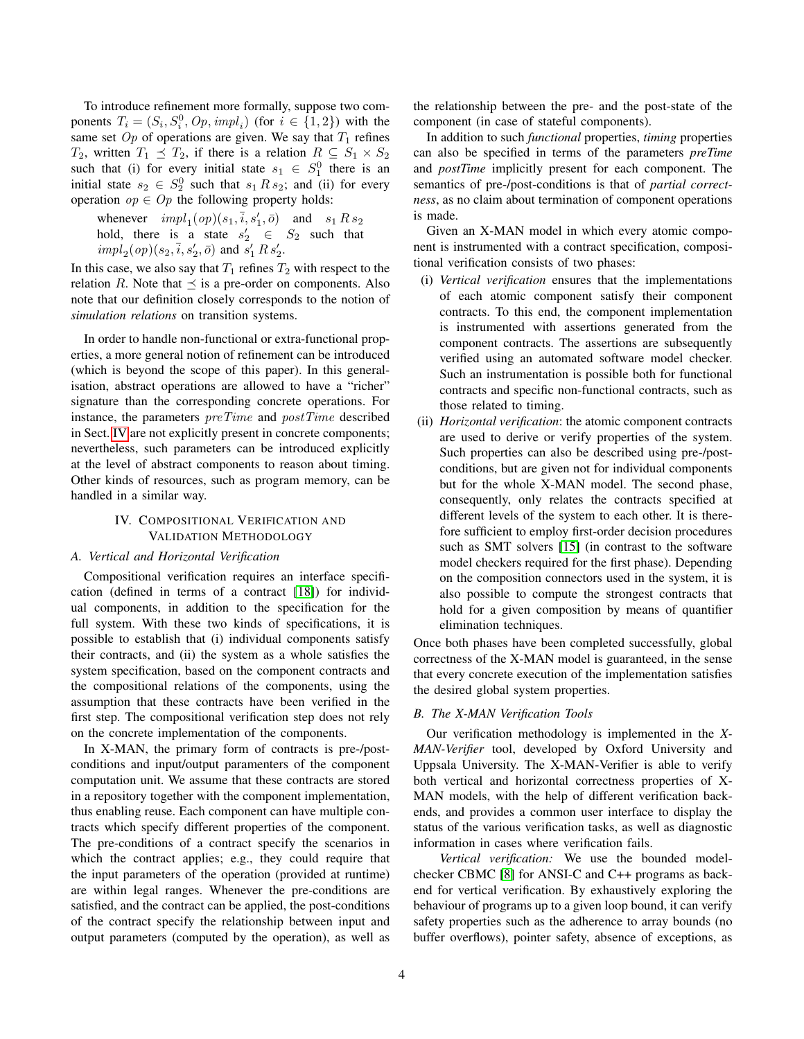To introduce refinement more formally, suppose two components $T_i = (S_i, S_i^0, Op, impl_i)$ (for $i \in \{1, 2\}$) with the same set $Op$ of operations are given. We say that $T_1$ refines $T_2$, written $T_1 \preceq T_2$, if there is a relation $R \subseteq S_1 \times S_2$ such that (i) for every initial state $s_1 \in S_1^0$ there is an initial state $s_2 \in S_2^0$ such that $s_1 \, R \, s_2$; and (ii) for every operation $op \in Op$ the following property holds:

> whenever $impl_1(op)(s_1, \bar{i}, s_1', \bar{o})$ and $s_1 \, R \, s_2$ hold, there is a state $s_2' \in S_2$ such that $impl_2(op)(s_2, \bar{i}, s_2', \bar{o})$ and $s_1' \, R \, s_2'$.

In this case, we also say that $T_1$ refines $T_2$ with respect to the relation $R$. Note that $\preceq$ is a pre-order on components. Also note that our definition closely corresponds to the notion of *simulation relations* on transition systems.

In order to handle non-functional or extra-functional properties, a more general notion of refinement can be introduced (which is beyond the scope of this paper). In this generalisation, abstract operations are allowed to have a "richer" signature than the corresponding concrete operations. For instance, the parameters $preTime$ and $postTime$ described in Sect. IV are not explicitly present in concrete components; nevertheless, such parameters can be introduced explicitly at the level of abstract components to reason about timing. Other kinds of resources, such as program memory, can be handled in a similar way.

## IV. Compositional Verification and Validation Methodology

### A. Vertical and Horizontal Verification

Compositional verification requires an interface specification (defined in terms of a contract [18]) for individual components, in addition to the specification for the full system. With these two kinds of specifications, it is possible to establish that (i) individual components satisfy their contracts, and (ii) the system as a whole satisfies the system specification, based on the component contracts and the compositional relations of the components, using the assumption that these contracts have been verified in the first step. The compositional verification step does not rely on the concrete implementation of the components.

In X-MAN, the primary form of contracts is pre-/post-conditions and input/output paramenters of the component computation unit. We assume that these contracts are stored in a repository together with the component implementation, thus enabling reuse. Each component can have multiple contracts which specify different properties of the component. The pre-conditions of a contract specify the scenarios in which the contract applies; e.g., they could require that the input parameters of the operation (provided at runtime) are within legal ranges. Whenever the pre-conditions are satisfied, and the contract can be applied, the post-conditions of the contract specify the relationship between input and output parameters (computed by the operation), as well as the relationship between the pre- and the post-state of the component (in case of stateful components).

In addition to such *functional* properties, *timing* properties can also be specified in terms of the parameters *preTime* and *postTime* implicitly present for each component. The semantics of pre-/post-conditions is that of *partial correctness*, as no claim about termination of component operations is made.

Given an X-MAN model in which every atomic component is instrumented with a contract specification, compositional verification consists of two phases:

(i) *Vertical verification* ensures that the implementations of each atomic component satisfy their component contracts. To this end, the component implementation is instrumented with assertions generated from the component contracts. The assertions are subsequently verified using an automated software model checker. Such an instrumentation is possible both for functional contracts and specific non-functional contracts, such as those related to timing.

(ii) *Horizontal verification*: the atomic component contracts are used to derive or verify properties of the system. Such properties can also be described using pre-/post-conditions, but are given not for individual components but for the whole X-MAN model. The second phase, consequently, only relates the contracts specified at different levels of the system to each other. It is therefore sufficient to employ first-order decision procedures such as SMT solvers [15] (in contrast to the software model checkers required for the first phase). Depending on the composition connectors used in the system, it is also possible to compute the strongest contracts that hold for a given composition by means of quantifier elimination techniques.

Once both phases have been completed successfully, global correctness of the X-MAN model is guaranteed, in the sense that every concrete execution of the implementation satisfies the desired global system properties.

### B. The X-MAN Verification Tools

Our verification methodology is implemented in the *X-MAN-Verifier* tool, developed by Oxford University and Uppsala University. The X-MAN-Verifier is able to verify both vertical and horizontal correctness properties of X-MAN models, with the help of different verification backends, and provides a common user interface to display the status of the various verification tasks, as well as diagnostic information in cases where verification fails.

*Vertical verification:* We use the bounded model-checker CBMC [8] for ANSI-C and C++ programs as backend for vertical verification. By exhaustively exploring the behaviour of programs up to a given loop bound, it can verify safety properties such as the adherence to array bounds (no buffer overflows), pointer safety, absence of exceptions, as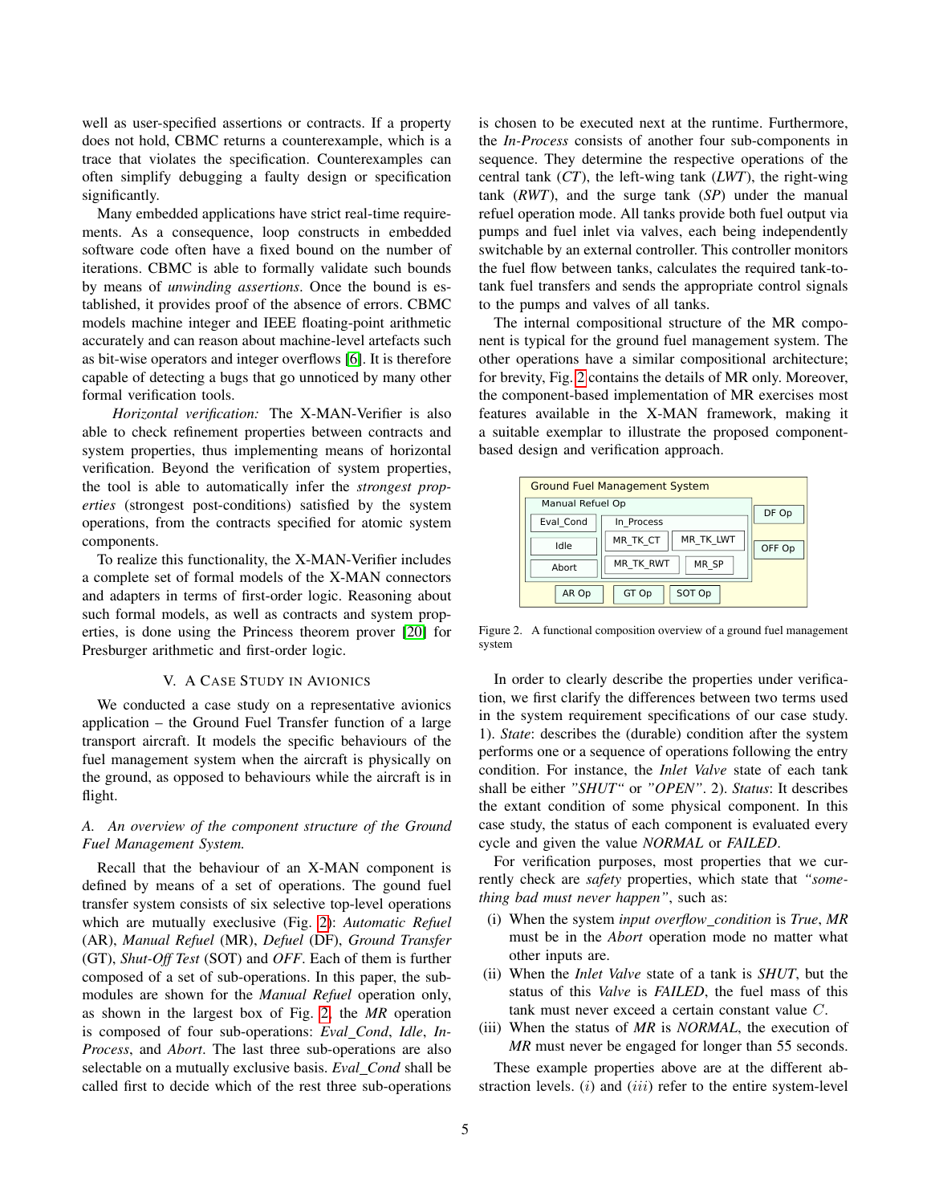well as user-specified assertions or contracts. If a property does not hold, CBMC returns a counterexample, which is a trace that violates the specification. Counterexamples can often simplify debugging a faulty design or specification significantly.

Many embedded applications have strict real-time requirements. As a consequence, loop constructs in embedded software code often have a fixed bound on the number of iterations. CBMC is able to formally validate such bounds by means of *unwinding assertions*. Once the bound is established, it provides proof of the absence of errors. CBMC models machine integer and IEEE floating-point arithmetic accurately and can reason about machine-level artefacts such as bit-wise operators and integer overflows [6]. It is therefore capable of detecting a bugs that go unnoticed by many other formal verification tools.

*Horizontal verification:* The X-MAN-Verifier is also able to check refinement properties between contracts and system properties, thus implementing means of horizontal verification. Beyond the verification of system properties, the tool is able to automatically infer the *strongest properties* (strongest post-conditions) satisfied by the system operations, from the contracts specified for atomic system components.

To realize this functionality, the X-MAN-Verifier includes a complete set of formal models of the X-MAN connectors and adapters in terms of first-order logic. Reasoning about such formal models, as well as contracts and system properties, is done using the Princess theorem prover [20] for Presburger arithmetic and first-order logic.

## V. A Case Study in Avionics

We conducted a case study on a representative avionics application – the Ground Fuel Transfer function of a large transport aircraft. It models the specific behaviours of the fuel management system when the aircraft is physically on the ground, as opposed to behaviours while the aircraft is in flight.

### A. An overview of the component structure of the Ground Fuel Management System.

Recall that the behaviour of an X-MAN component is defined by means of a set of operations. The gound fuel transfer system consists of six selective top-level operations which are mutually exclusive (Fig. 2): *Automatic Refuel* (AR), *Manual Refuel* (MR), *Defuel* (DF), *Ground Transfer* (GT), *Shut-Off Test* (SOT) and *OFF*. Each of them is further composed of a set of sub-operations. In this paper, the submodules are shown for the *Manual Refuel* operation only, as shown in the largest box of Fig. 2, the *MR* operation is composed of four sub-operations: *Eval_Cond*, *Idle*, *In-Process*, and *Abort*. The last three sub-operations are also selectable on a mutually exclusive basis. *Eval_Cond* shall be called first to decide which of the rest three sub-operations is chosen to be executed next at the runtime. Furthermore, the *In-Process* consists of another four sub-components in sequence. They determine the respective operations of the central tank (*CT*), the left-wing tank (*LWT*), the right-wing tank (*RWT*), and the surge tank (*SP*) under the manual refuel operation mode. All tanks provide both fuel output via pumps and fuel inlet via valves, each being independently switchable by an external controller. This controller monitors the fuel flow between tanks, calculates the required tank-to-tank fuel transfers and sends the appropriate control signals to the pumps and valves of all tanks.

The internal compositional structure of the MR component is typical for the ground fuel management system. The other operations have a similar compositional architecture; for brevity, Fig. 2 contains the details of MR only. Moreover, the component-based implementation of MR exercises most features available in the X-MAN framework, making it a suitable exemplar to illustrate the proposed component-based design and verification approach.

Ground Fuel Management System — Manual Refuel Op: Eval_Cond, Idle, Abort, In_Process (MR_TK_CT, MR_TK_LWT, MR_TK_RWT, MR_SP); DF Op; OFF Op; AR Op; GT Op; SOT Op

Figure 2. A functional composition overview of a ground fuel management system

In order to clearly describe the properties under verification, we first clarify the differences between two terms used in the system requirement specifications of our case study. 1). *State*: describes the (durable) condition after the system performs one or a sequence of operations following the entry condition. For instance, the *Inlet Valve* state of each tank shall be either *"SHUT"* or *"OPEN"*. 2). *Status*: It describes the extant condition of some physical component. In this case study, the status of each component is evaluated every cycle and given the value *NORMAL* or *FAILED*.

For verification purposes, most properties that we currently check are *safety* properties, which state that *"something bad must never happen"*, such as:

(i) When the system *input overflow_condition* is *True*, *MR* must be in the *Abort* operation mode no matter what other inputs are.
(ii) When the *Inlet Valve* state of a tank is *SHUT*, but the status of this *Valve* is *FAILED*, the fuel mass of this tank must never exceed a certain constant value $C$.
(iii) When the status of *MR* is *NORMAL*, the execution of *MR* must never be engaged for longer than 55 seconds.

These example properties above are at the different abstraction levels. $(i)$ and $(iii)$ refer to the entire system-level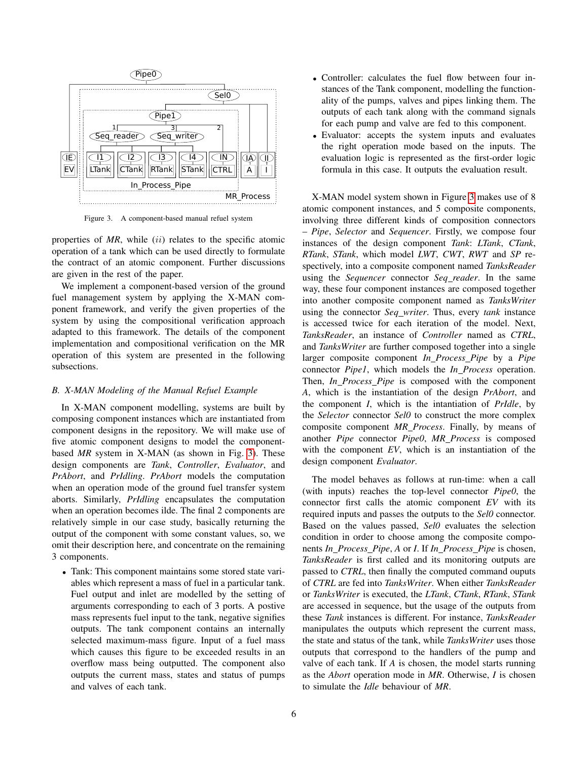Figure 3. A component-based manual refuel system

properties of *MR*, while (*ii*) relates to the specific atomic operation of a tank which can be used directly to formulate the contract of an atomic component. Further discussions are given in the rest of the paper.

We implement a component-based version of the ground fuel management system by applying the X-MAN component framework, and verify the given properties of the system by using the compositional verification approach adapted to this framework. The details of the component implementation and compositional verification on the MR operation of this system are presented in the following subsections.

### B. X-MAN Modeling of the Manual Refuel Example

In X-MAN component modelling, systems are built by composing component instances which are instantiated from component designs in the repository. We will make use of five atomic component designs to model the component-based *MR* system in X-MAN (as shown in Fig. 3). These design components are *Tank*, *Controller*, *Evaluator*, and *PrAbort*, and *PrIdling*. *PrAbort* models the computation when an operation mode of the ground fuel transfer system aborts. Similarly, *PrIdling* encapsulates the computation when an operation becomes ilde. The final 2 components are relatively simple in our case study, basically returning the output of the component with some constant values, so, we omit their description here, and concentrate on the remaining 3 components.

- Tank: This component maintains some stored state variables which represent a mass of fuel in a particular tank. Fuel output and inlet are modelled by the setting of arguments corresponding to each of 3 ports. A postive mass represents fuel input to the tank, negative signifies outputs. The tank component contains an internally selected maximum-mass figure. Input of a fuel mass which causes this figure to be exceeded results in an overflow mass being outputted. The component also outputs the current mass, states and status of pumps and valves of each tank.
- Controller: calculates the fuel flow between four instances of the Tank component, modelling the functionality of the pumps, valves and pipes linking them. The outputs of each tank along with the command signals for each pump and valve are fed to this component.
- Evaluator: accepts the system inputs and evaluates the right operation mode based on the inputs. The evaluation logic is represented as the first-order logic formula in this case. It outputs the evaluation result.

X-MAN model system shown in Figure 3 makes use of 8 atomic component instances, and 5 composite components, involving three different kinds of composition connectors – *Pipe*, *Selector* and *Sequencer*. Firstly, we compose four instances of the design component *Tank*: *LTank*, *CTank*, *RTank*, *STank*, which model *LWT*, *CWT*, *RWT* and *SP* respectively, into a composite component named *TanksReader* using the *Sequencer* connector *Seq_reader*. In the same way, these four component instances are composed together into another composite component named as *TanksWriter* using the connector *Seq_writer*. Thus, every *tank* instance is accessed twice for each iteration of the model. Next, *TanksReader*, an instance of *Controller* named as *CTRL*, and *TanksWriter* are further composed together into a single larger composite component *In_Process_Pipe* by a *Pipe* connector *Pipe1*, which models the *In_Process* operation. Then, *In_Process_Pipe* is composed with the component *A*, which is the instantiation of the design *PrAbort*, and the component *I*, which is the intantiation of *PrIdle*, by the *Selector* connector *Sel0* to construct the more complex composite component *MR_Process*. Finally, by means of another *Pipe* connector *Pipe0*, *MR_Process* is composed with the component *EV*, which is an instantiation of the design component *Evaluator*.

The model behaves as follows at run-time: when a call (with inputs) reaches the top-level connector *Pipe0*, the connector first calls the atomic component *EV* with its required inputs and passes the outputs to the *Sel0* connector. Based on the values passed, *Sel0* evaluates the selection condition in order to choose among the composite components *In_Process_Pipe*, *A* or *I*. If *In_Process_Pipe* is chosen, *TanksReader* is first called and its monitoring outputs are passed to *CTRL*, then finally the computed command ouputs of *CTRL* are fed into *TanksWriter*. When either *TanksReader* or *TanksWriter* is executed, the *LTank*, *CTank*, *RTank*, *STank* are accessed in sequence, but the usage of the outputs from these *Tank* instances is different. For instance, *TanksReader* manipulates the outputs which represent the current mass, the state and status of the tank, while *TanksWriter* uses those outputs that correspond to the handlers of the pump and valve of each tank. If *A* is chosen, the model starts running as the *Abort* operation mode in *MR*. Otherwise, *I* is chosen to simulate the *Idle* behaviour of *MR*.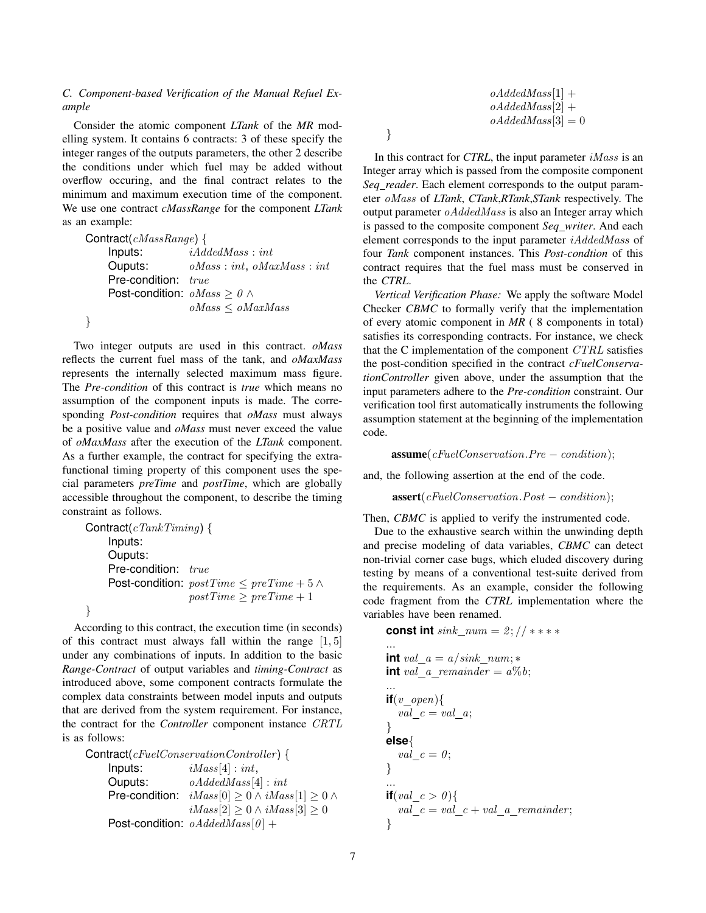### C. Component-based Verification of the Manual Refuel Example

Consider the atomic component *LTank* of the *MR* modelling system. It contains 6 contracts: 3 of these specify the integer ranges of the outputs parameters, the other 2 describe the conditions under which fuel may be added without overflow occuring, and the final contract relates to the minimum and maximum execution time of the component. We use one contract *cMassRange* for the component *LTank* as an example:

```
Contract(cMassRange) {
    Inputs:          iAddedMass : int
    Ouputs:          oMass : int, oMaxMass : int
    Pre-condition:   true
    Post-condition:  oMass ≥ 0 ∧
                     oMass ≤ oMaxMass
}
```

Two integer outputs are used in this contract. *oMass* reflects the current fuel mass of the tank, and *oMaxMass* represents the internally selected maximum mass figure. The *Pre-condition* of this contract is *true* which means no assumption of the component inputs is made. The corresponding *Post-condition* requires that *oMass* must always be a positive value and *oMass* must never exceed the value of *oMaxMass* after the execution of the *LTank* component. As a further example, the contract for specifying the extra-functional timing property of this component uses the special parameters *preTime* and *postTime*, which are globally accessible throughout the component, to describe the timing constraint as follows.

```
Contract(cTankTiming) {
    Inputs:
    Ouputs:
    Pre-condition:   true
    Post-condition:  postTime ≤ preTime + 5 ∧
                     postTime ≥ preTime + 1
}
```

According to this contract, the execution time (in seconds) of this contract must always fall within the range $[1, 5]$ under any combinations of inputs. In addition to the basic *Range-Contract* of output variables and *timing-Contract* as introduced above, some component contracts formulate the complex data constraints between model inputs and outputs that are derived from the system requirement. For instance, the contract for the *Controller* component instance $CRTL$ is as follows:

```
Contract(cFuelConservationController) {
    Inputs:          iMass[4] : int,
    Ouputs:          oAddedMass[4] : int
    Pre-condition:   iMass[0] ≥ 0 ∧ iMass[1] ≥ 0 ∧
                     iMass[2] ≥ 0 ∧ iMass[3] ≥ 0
    Post-condition:  oAddedMass[0] +
                     oAddedMass[1] +
                     oAddedMass[2] +
                     oAddedMass[3] = 0
}
```

In this contract for *CTRL*, the input parameter $iMass$ is an Integer array which is passed from the composite component *Seq_reader*. Each element corresponds to the output parameter $oMass$ of *LTank*, *CTank*,*RTank*,*STank* respectively. The output parameter $oAddedMass$ is also an Integer array which is passed to the composite component *Seq_writer*. And each element corresponds to the input parameter $iAddedMass$ of four *Tank* component instances. This *Post-condtion* of this contract requires that the fuel mass must be conserved in the *CTRL*.

*Vertical Verification Phase:* We apply the software Model Checker *CBMC* to formally verify that the implementation of every atomic component in *MR* ( 8 components in total) satisfies its corresponding contracts. For instance, we check that the C implementation of the component $CTRL$ satisfies the post-condition specified in the contract *cFuelConservationController* given above, under the assumption that the input parameters adhere to the *Pre-condition* constraint. Our verification tool first automatically instruments the following assumption statement at the beginning of the implementation code.

```
assume(cFuelConservation.Pre − condition);
```

and, the following assertion at the end of the code.

```
assert(cFuelConservation.Post − condition);
```

Then, *CBMC* is applied to verify the instrumented code.

Due to the exhaustive search within the unwinding depth and precise modeling of data variables, *CBMC* can detect non-trivial corner case bugs, which eluded discovery during testing by means of a conventional test-suite derived from the requirements. As an example, consider the following code fragment from the *CTRL* implementation where the variables have been renamed.

```
const int sink_num = 2; // ****
...
int val_a = a/sink_num; *
int val_a_remainder = a%b;
...
if(v_open){
    val_c = val_a;
}
else{
    val_c = 0;
}
...
if(val_c > 0){
    val_c = val_c + val_a_remainder;
}
```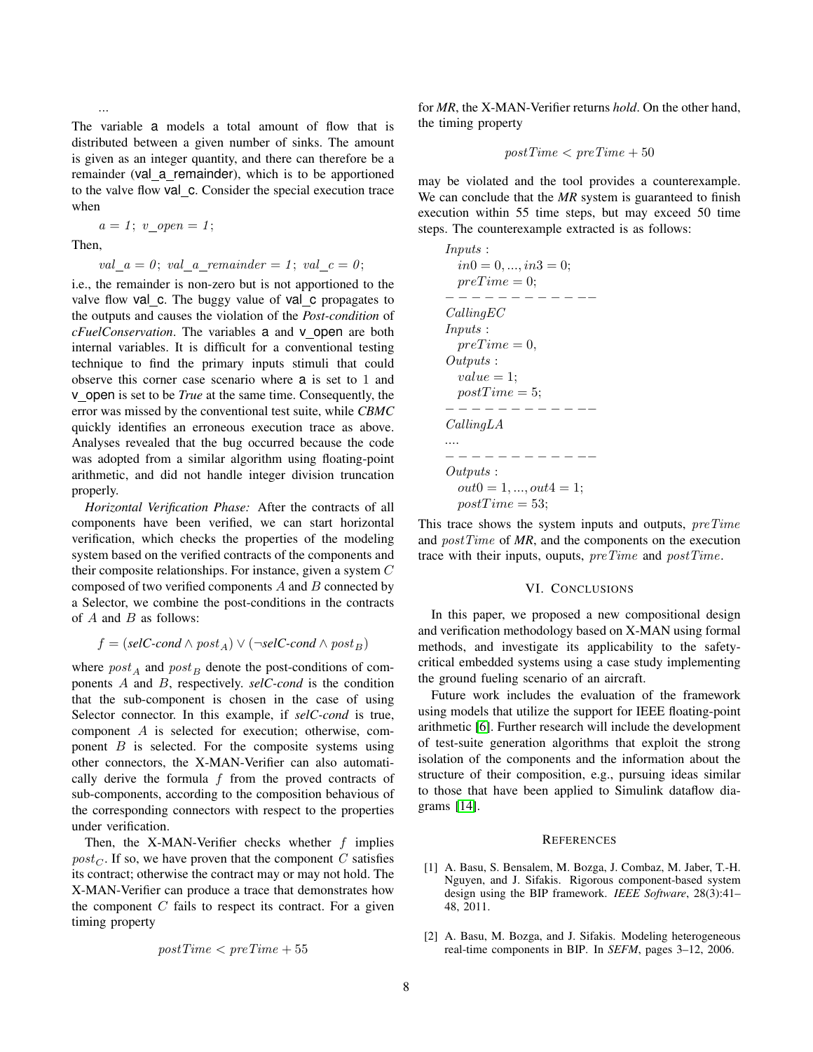...

The variable a models a total amount of flow that is distributed between a given number of sinks. The amount is given as an integer quantity, and there can therefore be a remainder (val_a_remainder), which is to be apportioned to the valve flow val_c. Consider the special execution trace when

$$a = 1;\ v\_open = 1;$$

Then,

$$val\_a = 0;\ val\_a\_remainder = 1;\ val\_c = 0;$$

i.e., the remainder is non-zero but is not apportioned to the valve flow val_c. The buggy value of val_c propagates to the outputs and causes the violation of the *Post-condition* of *cFuelConservation*. The variables a and v_open are both internal variables. It is difficult for a conventional testing technique to find the primary inputs stimuli that could observe this corner case scenario where a is set to 1 and v_open is set to be *True* at the same time. Consequently, the error was missed by the conventional test suite, while ***CBMC*** quickly identifies an erroneous execution trace as above. Analyses revealed that the bug occurred because the code was adopted from a similar algorithm using floating-point arithmetic, and did not handle integer division truncation properly.

*Horizontal Verification Phase:* After the contracts of all components have been verified, we can start horizontal verification, which checks the properties of the modeling system based on the verified contracts of the components and their composite relationships. For instance, given a system $C$ composed of two verified components $A$ and $B$ connected by a Selector, we combine the post-conditions in the contracts of $A$ and $B$ as follows:

$$f = (\textit{selC-cond} \wedge post_A) \vee (\neg \textit{selC-cond} \wedge post_B)$$

where $post_A$ and $post_B$ denote the post-conditions of components $A$ and $B$, respectively. *selC-cond* is the condition that the sub-component is chosen in the case of using Selector connector. In this example, if *selC-cond* is true, component $A$ is selected for execution; otherwise, component $B$ is selected. For the composite systems using other connectors, the X-MAN-Verifier can also automatically derive the formula $f$ from the proved contracts of sub-components, according to the composition behavious of the corresponding connectors with respect to the properties under verification.

Then, the X-MAN-Verifier checks whether $f$ implies $post_C$. If so, we have proven that the component $C$ satisfies its contract; otherwise the contract may or may not hold. The X-MAN-Verifier can produce a trace that demonstrates how the component $C$ fails to respect its contract. For a given timing property

$$postTime < preTime + 55$$

for ***MR***, the X-MAN-Verifier returns *hold*. On the other hand, the timing property

$$postTime < preTime + 50$$

may be violated and the tool provides a counterexample. We can conclude that the ***MR*** system is guaranteed to finish execution within 55 time steps, but may exceed 50 time steps. The counterexample extracted is as follows:

$$
\begin{aligned}
& Inputs: \\
& \quad in0 = 0, ..., in3 = 0; \\
& \quad preTime = 0; \\
& ------------ \\
& CallingEC \\
& Inputs: \\
& \quad preTime = 0, \\
& Outputs: \\
& \quad value = 1; \\
& \quad postTime = 5; \\
& ------------ \\
& CallingLA \\
& .... \\
& ------------ \\
& Outputs: \\
& \quad out0 = 1, ..., out4 = 1; \\
& \quad postTime = 53;
\end{aligned}
$$

This trace shows the system inputs and outputs, $preTime$ and $postTime$ of ***MR***, and the components on the execution trace with their inputs, ouputs, $preTime$ and $postTime$.

## VI. Conclusions

In this paper, we proposed a new compositional design and verification methodology based on X-MAN using formal methods, and investigate its applicability to the safety-critical embedded systems using a case study implementing the ground fueling scenario of an aircraft.

Future work includes the evaluation of the framework using models that utilize the support for IEEE floating-point arithmetic [6]. Further research will include the development of test-suite generation algorithms that exploit the strong isolation of the components and the information about the structure of their composition, e.g., pursuing ideas similar to those that have been applied to Simulink dataflow diagrams [14].

## References

[1] A. Basu, S. Bensalem, M. Bozga, J. Combaz, M. Jaber, T.-H. Nguyen, and J. Sifakis. Rigorous component-based system design using the BIP framework. *IEEE Software*, 28(3):41–48, 2011.

[2] A. Basu, M. Bozga, and J. Sifakis. Modeling heterogeneous real-time components in BIP. In *SEFM*, pages 3–12, 2006.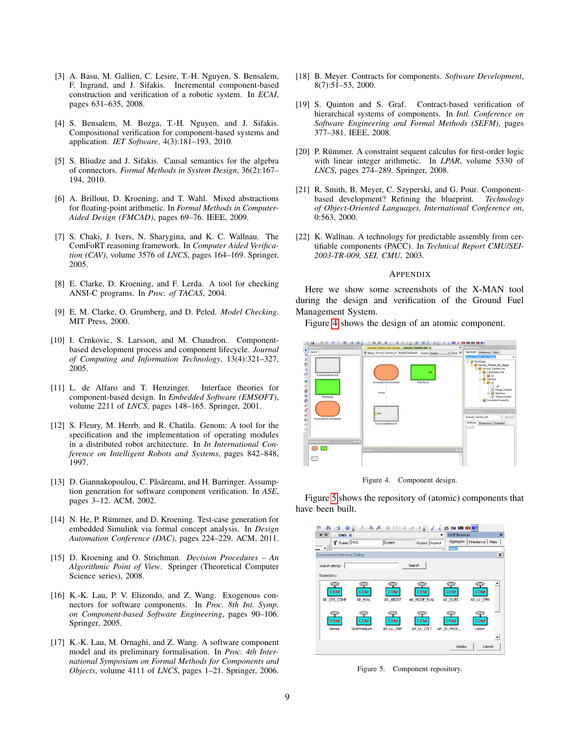[3] A. Basu, M. Gallien, C. Lesire, T.-H. Nguyen, S. Bensalem, F. Ingrand, and J. Sifakis. Incremental component-based construction and verification of a robotic system. In *ECAI*, pages 631–635, 2008.

[4] S. Bensalem, M. Bozga, T.-H. Nguyen, and J. Sifakis. Compositional verification for component-based systems and application. *IET Software*, 4(3):181–193, 2010.

[5] S. Bliudze and J. Sifakis. Causal semantics for the algebra of connectors. *Formal Methods in System Design*, 36(2):167–194, 2010.

[6] A. Brillout, D. Kroening, and T. Wahl. Mixed abstractions for floating-point arithmetic. In *Formal Methods in Computer-Aided Design (FMCAD)*, pages 69–76. IEEE, 2009.

[7] S. Chaki, J. Ivers, N. Sharygina, and K. C. Wallnau. The ComFoRT reasoning framework. In *Computer Aided Verification (CAV)*, volume 3576 of *LNCS*, pages 164–169. Springer, 2005.

[8] E. Clarke, D. Kroening, and F. Lerda. A tool for checking ANSI-C programs. In *Proc. of TACAS*, 2004.

[9] E. M. Clarke, O. Grumberg, and D. Peled. *Model Checking*. MIT Press, 2000.

[10] I. Crnkovic, S. Larsson, and M. Chaudron. Component-based development process and component lifecycle. *Journal of Computing and Information Technology*, 13(4):321–327, 2005.

[11] L. de Alfaro and T. Henzinger. Interface theories for component-based design. In *Embedded Software (EMSOFT)*, volume 2211 of *LNCS*, pages 148–165. Springer, 2001.

[12] S. Fleury, M. Herrb, and R. Chatila. Genom: A tool for the specification and the implementation of operating modules in a distributed robot architecture. In *In International Conference on Intelligent Robots and Systems*, pages 842–848, 1997.

[13] D. Giannakopoulou, C. Păsăreanu, and H. Barringer. Assumption generation for software component verification. In *ASE*, pages 3–12. ACM, 2002.

[14] N. He, P. Rümmer, and D. Kroening. Test-case generation for embedded Simulink via formal concept analysis. In *Design Automation Conference (DAC)*, pages 224–229. ACM, 2011.

[15] D. Kroening and O. Strichman. *Decision Procedures – An Algorithmic Point of View*. Springer (Theoretical Computer Science series), 2008.

[16] K.-K. Lau, P. V. Elizondo, and Z. Wang. Exogenous connectors for software components. In *Proc. 8th Int. Symp. on Component-based Software Engineering*, pages 90–106. Springer, 2005.

[17] K.-K. Lau, M. Ornaghi, and Z. Wang. A software component model and its preliminary formalisation. In *Proc. 4th International Symposium on Formal Methods for Components and Objects*, volume 4111 of *LNCS*, pages 1–21. Springer, 2006.

[18] B. Meyer. Contracts for components. *Software Development*, 8(7):51–53, 2000.

[19] S. Quinton and S. Graf. Contract-based verification of hierarchical systems of components. In *Intl. Conference on Software Engineering and Formal Methods (SEFM)*, pages 377–381. IEEE, 2008.

[20] P. Rümmer. A constraint sequent calculus for first-order logic with linear integer arithmetic. In *LPAR*, volume 5330 of *LNCS*, pages 274–289. Springer, 2008.

[21] R. Smith, B. Meyer, C. Szyperski, and G. Pour. Component-based development? Refining the blueprint. *Technology of Object-Oriented Languages, International Conference on*, 0:563, 2000.

[22] K. Wallnau. A technology for predictable assembly from certifiable components (PACC). In *Technical Report CMU/SEI-2003-TR-009, SEI, CMU*, 2003.

## Appendix

Here we show some screenshots of the X-MAN tool during the design and verification of the Ground Fuel Management System.

Figure 4 shows the design of an atomic component.

Figure 4. Component design.

Figure 5 shows the repository of (atomic) components that have been built.

Figure 5. Component repository.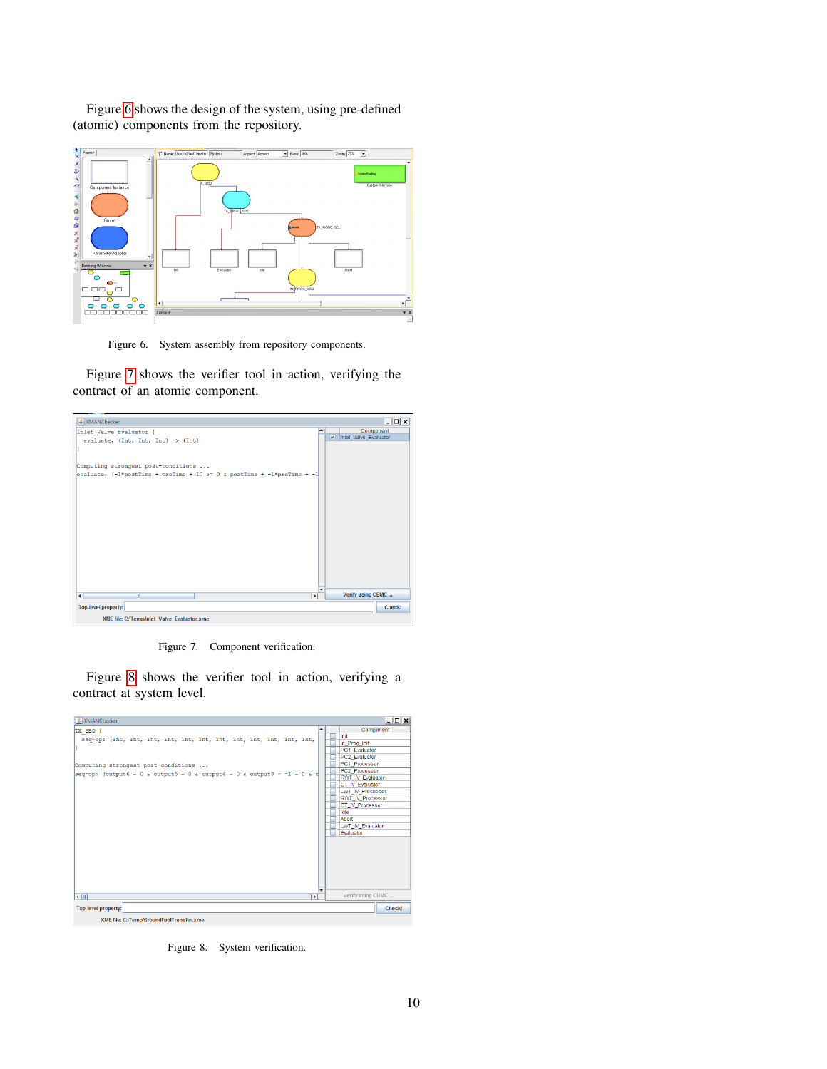Figure 6 shows the design of the system, using pre-defined (atomic) components from the repository.

Figure 6. System assembly from repository components.

Figure 7 shows the verifier tool in action, verifying the contract of an atomic component.

Figure 7. Component verification.

Figure 8 shows the verifier tool in action, verifying a contract at system level.

Figure 8. System verification.